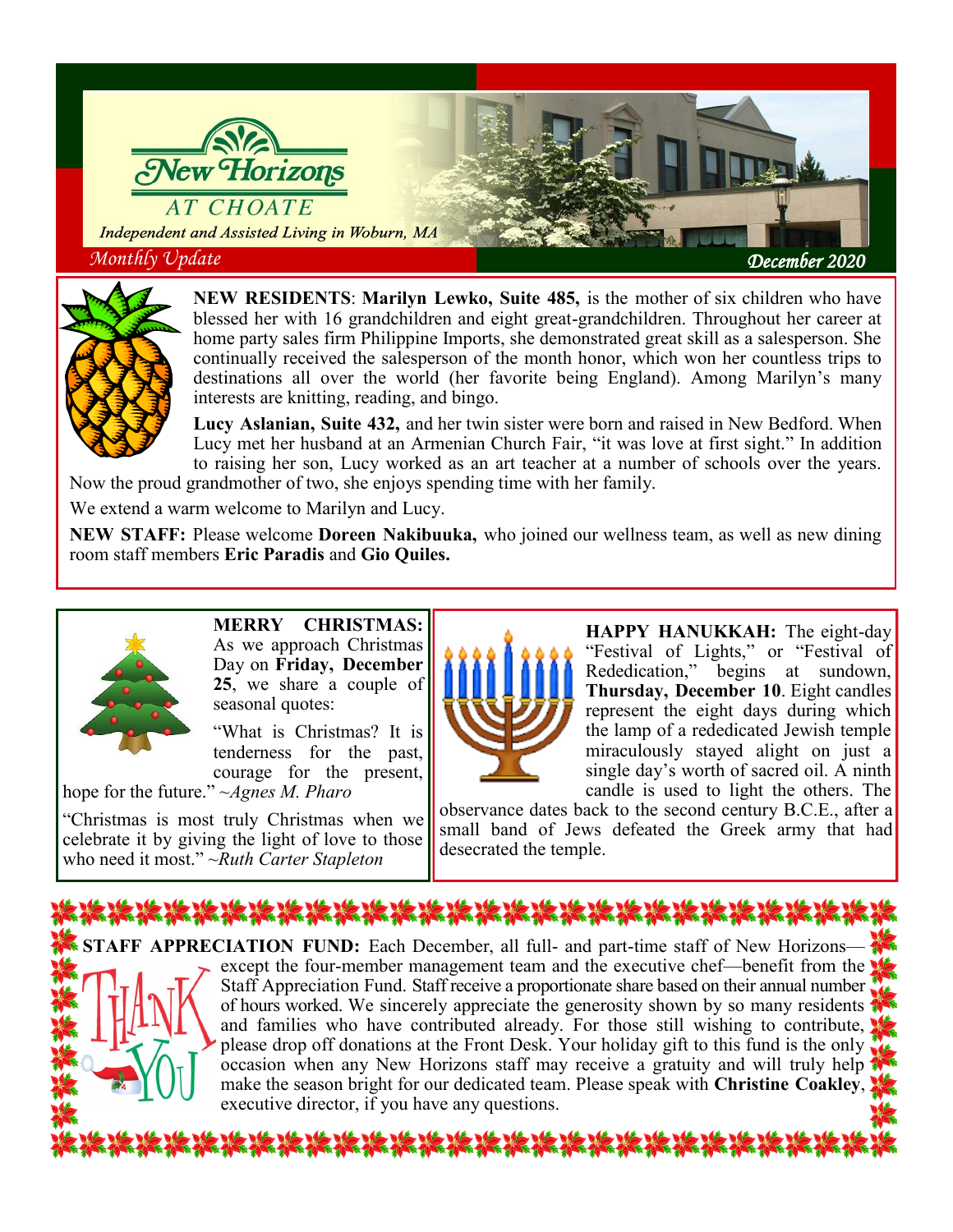# New Horizons AT CHOATE

*Independent and Assisted Living in Woburn, MA*

*Monthly Update* — *December 2020*

**NEW RESIDENTS**: **Marilyn Lewko, Suite 485,** is the mother of six children who have blessed her with 16 grandchildren and eight great-grandchildren. Throughout her career at home party sales firm Philippine Imports, she demonstrated great skill as a salesperson. She continually received the salesperson of the month honor, which won her countless trips to destinations all over the world (her favorite being England). Among Marilyn's many interests are knitting, reading, and bingo.

**Lucy Aslanian, Suite 432,** and her twin sister were born and raised in New Bedford. When Lucy met her husband at an Armenian Church Fair, "it was love at first sight." In addition to raising her son, Lucy worked as an art teacher at a number of schools over the years. Now the proud grandmother of two, she enjoys spending time with her family.

We extend a warm welcome to Marilyn and Lucy.

**NEW STAFF:** Please welcome **Doreen Nakibuuka,** who joined our wellness team, as well as new dining room staff members **Eric Paradis** and **Gio Quiles.**

**MERRY CHRISTMAS:** As we approach Christmas Day on **Friday, December 25**, we share a couple of seasonal quotes:

"What is Christmas? It is tenderness for the past, courage for the present, hope for the future." ~*Agnes M. Pharo*

"Christmas is most truly Christmas when we celebrate it by giving the light of love to those who need it most." ~*Ruth Carter Stapleton*

**HAPPY HANUKKAH:** The eight-day "Festival of Lights," or "Festival of Rededication," begins at sundown, **Thursday, December 10**. Eight candles represent the eight days during which the lamp of a rededicated Jewish temple miraculously stayed alight on just a single day's worth of sacred oil. A ninth candle is used to light the others. The observance dates back to the second century B.C.E., after a small band of Jews defeated the Greek army that had desecrated the temple.

**STAFF APPRECIATION FUND:** Each December, all full- and part-time staff of New Horizons—except the four-member management team and the executive chef—benefit from the Staff Appreciation Fund. Staff receive a proportionate share based on their annual number of hours worked. We sincerely appreciate the generosity shown by so many residents and families who have contributed already. For those still wishing to contribute, please drop off donations at the Front Desk. Your holiday gift to this fund is the only occasion when any New Horizons staff may receive a gratuity and will truly help make the season bright for our dedicated team. Please speak with **Christine Coakley**, executive director, if you have any questions.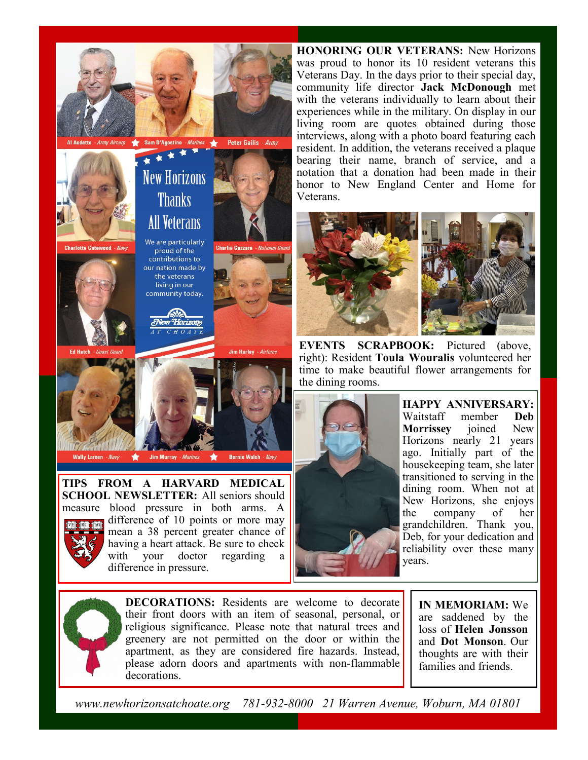Al Audette - Army Aircorp ★ Sam D'Agostino - Marines ★ Peter Gailis - Army

New Horizons Thanks All Veterans

We are particularly proud of the contributions to our nation made by the veterans living in our community today.

New Horizons AT CHOATE

Charlotte Gatewood - Navy

Charlie Gazzara - National Guard

Ed Hatch - Coast Guard

Jim Hurley - Airforce

Wally Larsen - Navy ★ Jim Murray - Marines ★ Bernie Walsh - Navy

**HONORING OUR VETERANS:** New Horizons was proud to honor its 10 resident veterans this Veterans Day. In the days prior to their special day, community life director **Jack McDonough** met with the veterans individually to learn about their experiences while in the military. On display in our living room are quotes obtained during those interviews, along with a photo board featuring each resident. In addition, the veterans received a plaque bearing their name, branch of service, and a notation that a donation had been made in their honor to New England Center and Home for Veterans.

**EVENTS SCRAPBOOK:** Pictured (above, right): Resident **Toula Wouralis** volunteered her time to make beautiful flower arrangements for the dining rooms.

**TIPS FROM A HARVARD MEDICAL SCHOOL NEWSLETTER:** All seniors should measure blood pressure in both arms. A difference of 10 points or more may mean a 38 percent greater chance of having a heart attack. Be sure to check with your doctor regarding a difference in pressure.

**HAPPY ANNIVERSARY:** Waitstaff member **Deb Morrissey** joined New Horizons nearly 21 years ago. Initially part of the housekeeping team, she later transitioned to serving in the dining room. When not at New Horizons, she enjoys the company of her grandchildren. Thank you, Deb, for your dedication and reliability over these many years.

**DECORATIONS:** Residents are welcome to decorate their front doors with an item of seasonal, personal, or religious significance. Please note that natural trees and greenery are not permitted on the door or within the apartment, as they are considered fire hazards. Instead, please adorn doors and apartments with non-flammable decorations.

**IN MEMORIAM:** We are saddened by the loss of **Helen Jonsson** and **Dot Monson**. Our thoughts are with their families and friends.

*www.newhorizonsatchoate.org 781-932-8000 21 Warren Avenue, Woburn, MA 01801*